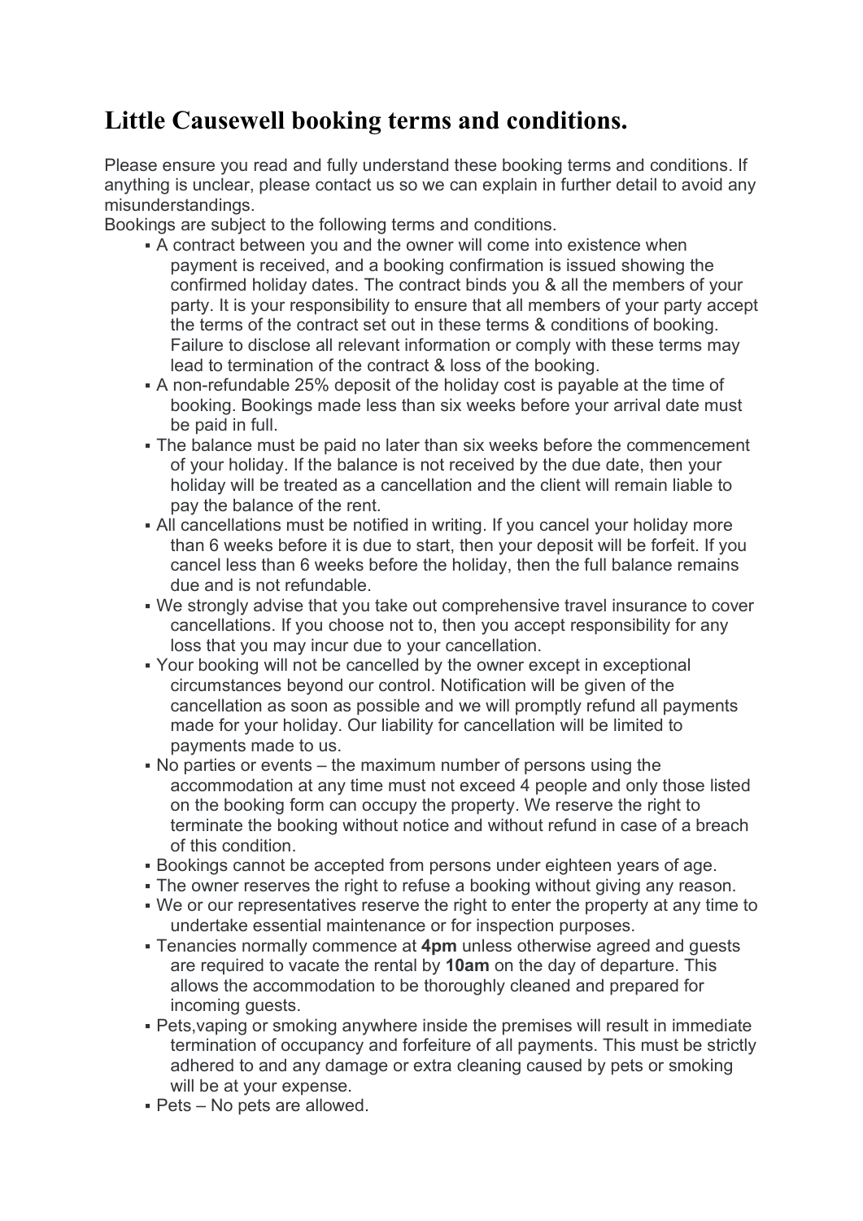# Little Causewell booking terms and conditions.

Please ensure you read and fully understand these booking terms and conditions. If anything is unclear, please contact us so we can explain in further detail to avoid any misunderstandings.

Bookings are subject to the following terms and conditions.

- A contract between you and the owner will come into existence when payment is received, and a booking confirmation is issued showing the confirmed holiday dates. The contract binds you & all the members of your party. It is your responsibility to ensure that all members of your party accept the terms of the contract set out in these terms & conditions of booking. Failure to disclose all relevant information or comply with these terms may lead to termination of the contract & loss of the booking.
- A non-refundable 25% deposit of the holiday cost is payable at the time of booking. Bookings made less than six weeks before your arrival date must be paid in full.
- The balance must be paid no later than six weeks before the commencement of your holiday. If the balance is not received by the due date, then your holiday will be treated as a cancellation and the client will remain liable to pay the balance of the rent.
- All cancellations must be notified in writing. If you cancel your holiday more than 6 weeks before it is due to start, then your deposit will be forfeit. If you cancel less than 6 weeks before the holiday, then the full balance remains due and is not refundable.
- We strongly advise that you take out comprehensive travel insurance to cover cancellations. If you choose not to, then you accept responsibility for any loss that you may incur due to your cancellation.
- Your booking will not be cancelled by the owner except in exceptional circumstances beyond our control. Notification will be given of the cancellation as soon as possible and we will promptly refund all payments made for your holiday. Our liability for cancellation will be limited to payments made to us.
- No parties or events – the maximum number of persons using the accommodation at any time must not exceed 4 people and only those listed on the booking form can occupy the property. We reserve the right to terminate the booking without notice and without refund in case of a breach of this condition.
- Bookings cannot be accepted from persons under eighteen years of age.
- The owner reserves the right to refuse a booking without giving any reason.
- We or our representatives reserve the right to enter the property at any time to undertake essential maintenance or for inspection purposes.
- Tenancies normally commence at **4pm** unless otherwise agreed and guests are required to vacate the rental by **10am** on the day of departure. This allows the accommodation to be thoroughly cleaned and prepared for incoming guests.
- Pets,vaping or smoking anywhere inside the premises will result in immediate termination of occupancy and forfeiture of all payments. This must be strictly adhered to and any damage or extra cleaning caused by pets or smoking will be at your expense.
- Pets – No pets are allowed.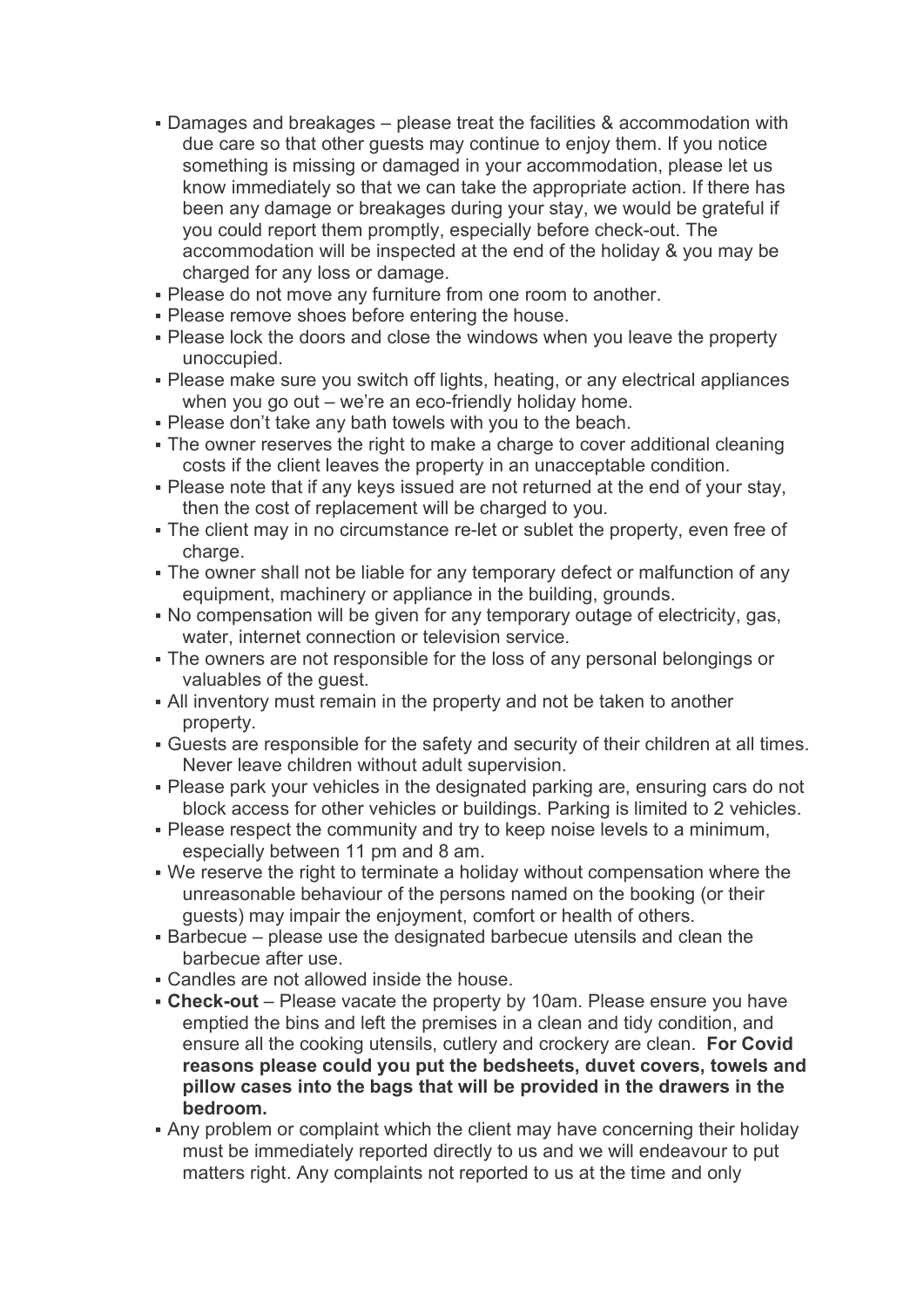- Damages and breakages – please treat the facilities & accommodation with due care so that other guests may continue to enjoy them. If you notice something is missing or damaged in your accommodation, please let us know immediately so that we can take the appropriate action. If there has been any damage or breakages during your stay, we would be grateful if you could report them promptly, especially before check-out. The accommodation will be inspected at the end of the holiday & you may be charged for any loss or damage.
- Please do not move any furniture from one room to another.
- Please remove shoes before entering the house.
- Please lock the doors and close the windows when you leave the property unoccupied.
- Please make sure you switch off lights, heating, or any electrical appliances when you go out – we're an eco-friendly holiday home.
- Please don't take any bath towels with you to the beach.
- The owner reserves the right to make a charge to cover additional cleaning costs if the client leaves the property in an unacceptable condition.
- Please note that if any keys issued are not returned at the end of your stay, then the cost of replacement will be charged to you.
- The client may in no circumstance re-let or sublet the property, even free of charge.
- The owner shall not be liable for any temporary defect or malfunction of any equipment, machinery or appliance in the building, grounds.
- No compensation will be given for any temporary outage of electricity, gas, water, internet connection or television service.
- The owners are not responsible for the loss of any personal belongings or valuables of the guest.
- All inventory must remain in the property and not be taken to another property.
- Guests are responsible for the safety and security of their children at all times. Never leave children without adult supervision.
- Please park your vehicles in the designated parking are, ensuring cars do not block access for other vehicles or buildings. Parking is limited to 2 vehicles.
- Please respect the community and try to keep noise levels to a minimum, especially between 11 pm and 8 am.
- We reserve the right to terminate a holiday without compensation where the unreasonable behaviour of the persons named on the booking (or their guests) may impair the enjoyment, comfort or health of others.
- Barbecue – please use the designated barbecue utensils and clean the barbecue after use.
- Candles are not allowed inside the house.
- **Check-out** – Please vacate the property by 10am. Please ensure you have emptied the bins and left the premises in a clean and tidy condition, and ensure all the cooking utensils, cutlery and crockery are clean. **For Covid reasons please could you put the bedsheets, duvet covers, towels and pillow cases into the bags that will be provided in the drawers in the bedroom.**
- Any problem or complaint which the client may have concerning their holiday must be immediately reported directly to us and we will endeavour to put matters right. Any complaints not reported to us at the time and only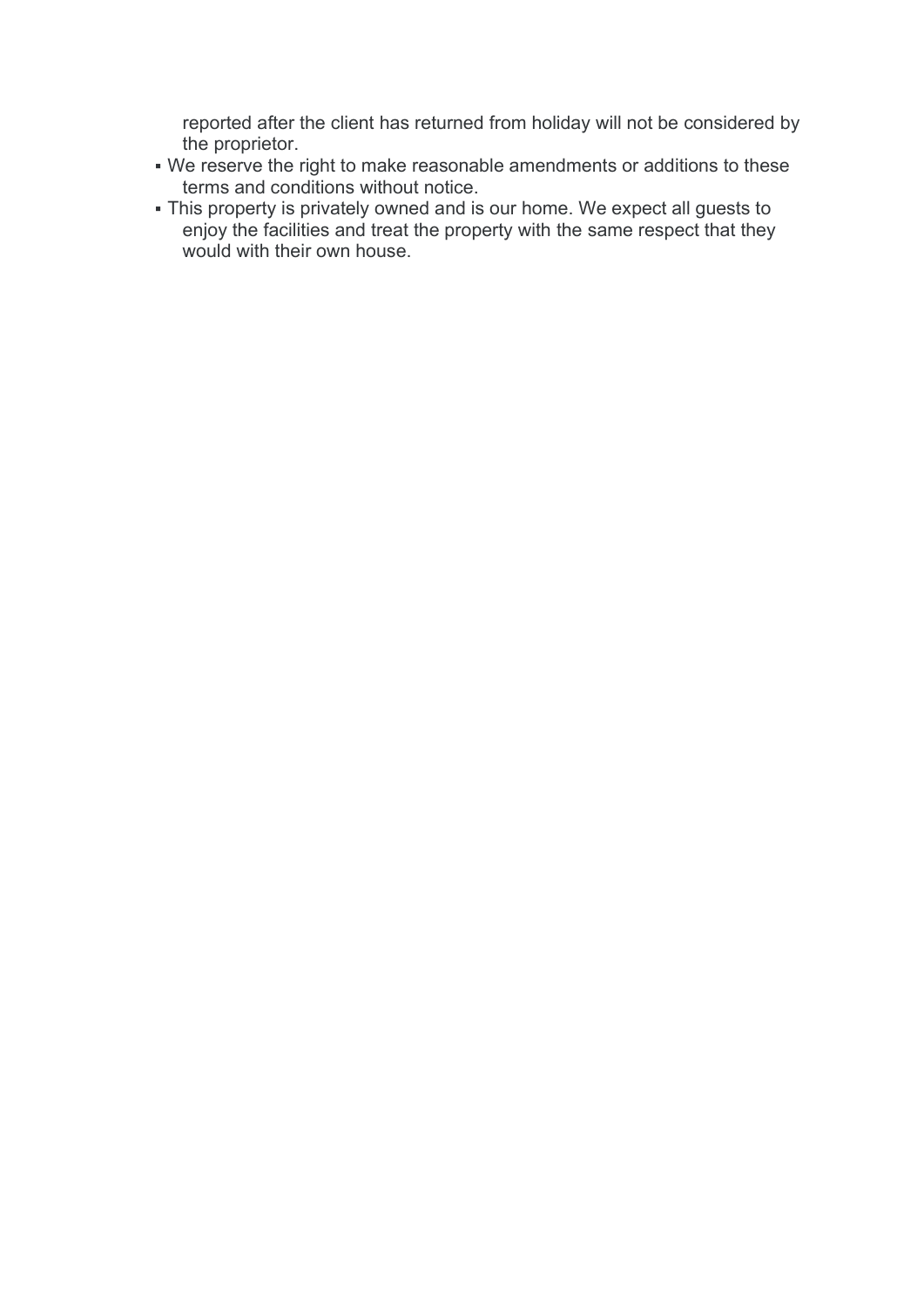reported after the client has returned from holiday will not be considered by the proprietor.

- We reserve the right to make reasonable amendments or additions to these terms and conditions without notice.
- This property is privately owned and is our home. We expect all guests to enjoy the facilities and treat the property with the same respect that they would with their own house.